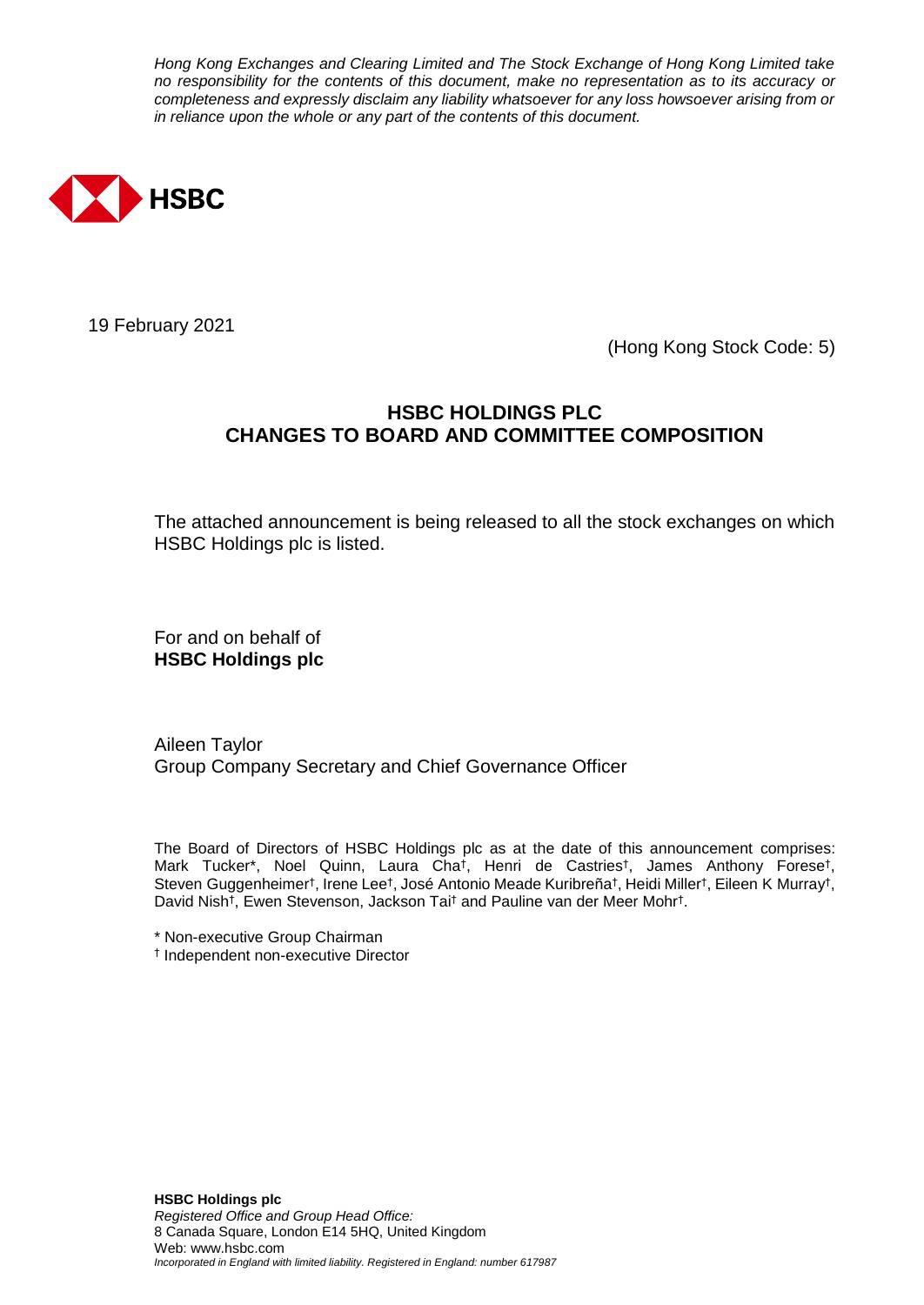*Hong Kong Exchanges and Clearing Limited and The Stock Exchange of Hong Kong Limited take no responsibility for the contents of this document, make no representation as to its accuracy or completeness and expressly disclaim any liability whatsoever for any loss howsoever arising from or in reliance upon the whole or any part of the contents of this document.*

**HSBC**

19 February 2021

(Hong Kong Stock Code: 5)

## HSBC HOLDINGS PLC
## CHANGES TO BOARD AND COMMITTEE COMPOSITION

The attached announcement is being released to all the stock exchanges on which HSBC Holdings plc is listed.

For and on behalf of
**HSBC Holdings plc**

Aileen Taylor
Group Company Secretary and Chief Governance Officer

The Board of Directors of HSBC Holdings plc as at the date of this announcement comprises: Mark Tucker*, Noel Quinn, Laura Cha†, Henri de Castries†, James Anthony Forese†, Steven Guggenheimer†, Irene Lee†, José Antonio Meade Kuribreña†, Heidi Miller†, Eileen K Murray†, David Nish†, Ewen Stevenson, Jackson Tai† and Pauline van der Meer Mohr†.

\* Non-executive Group Chairman
† Independent non-executive Director

**HSBC Holdings plc**
*Registered Office and Group Head Office:*
8 Canada Square, London E14 5HQ, United Kingdom
Web: www.hsbc.com
*Incorporated in England with limited liability. Registered in England: number 617987*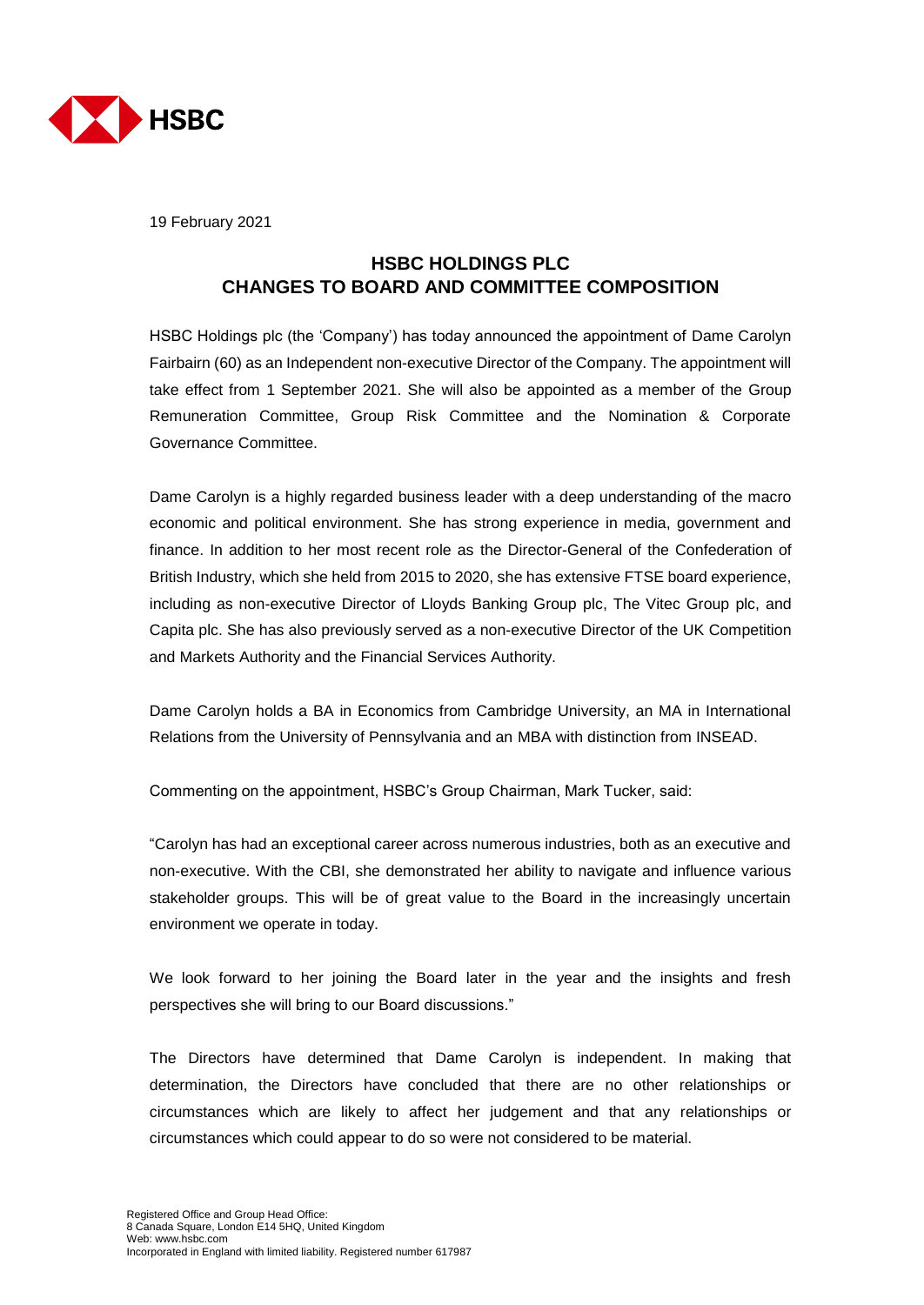19 February 2021

## HSBC HOLDINGS PLC
## CHANGES TO BOARD AND COMMITTEE COMPOSITION

HSBC Holdings plc (the 'Company') has today announced the appointment of Dame Carolyn Fairbairn (60) as an Independent non-executive Director of the Company. The appointment will take effect from 1 September 2021. She will also be appointed as a member of the Group Remuneration Committee, Group Risk Committee and the Nomination & Corporate Governance Committee.

Dame Carolyn is a highly regarded business leader with a deep understanding of the macro economic and political environment. She has strong experience in media, government and finance. In addition to her most recent role as the Director-General of the Confederation of British Industry, which she held from 2015 to 2020, she has extensive FTSE board experience, including as non-executive Director of Lloyds Banking Group plc, The Vitec Group plc, and Capita plc. She has also previously served as a non-executive Director of the UK Competition and Markets Authority and the Financial Services Authority.

Dame Carolyn holds a BA in Economics from Cambridge University, an MA in International Relations from the University of Pennsylvania and an MBA with distinction from INSEAD.

Commenting on the appointment, HSBC's Group Chairman, Mark Tucker, said:

"Carolyn has had an exceptional career across numerous industries, both as an executive and non-executive. With the CBI, she demonstrated her ability to navigate and influence various stakeholder groups. This will be of great value to the Board in the increasingly uncertain environment we operate in today.

We look forward to her joining the Board later in the year and the insights and fresh perspectives she will bring to our Board discussions."

The Directors have determined that Dame Carolyn is independent. In making that determination, the Directors have concluded that there are no other relationships or circumstances which are likely to affect her judgement and that any relationships or circumstances which could appear to do so were not considered to be material.

Registered Office and Group Head Office:
8 Canada Square, London E14 5HQ, United Kingdom
Web: www.hsbc.com
Incorporated in England with limited liability. Registered number 617987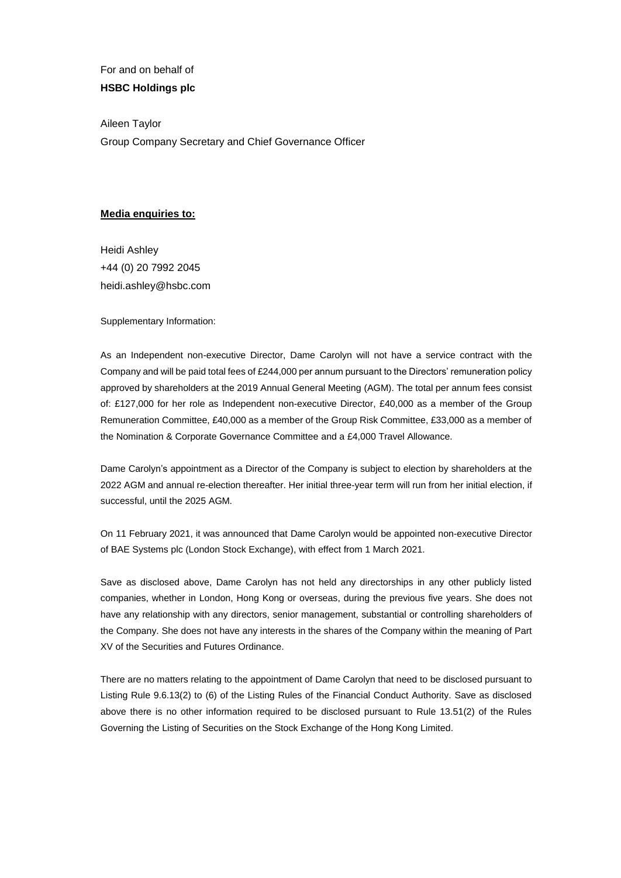For and on behalf of
**HSBC Holdings plc**

Aileen Taylor
Group Company Secretary and Chief Governance Officer

**Media enquiries to:**

Heidi Ashley
+44 (0) 20 7992 2045
heidi.ashley@hsbc.com

Supplementary Information:

As an Independent non-executive Director, Dame Carolyn will not have a service contract with the Company and will be paid total fees of £244,000 per annum pursuant to the Directors' remuneration policy approved by shareholders at the 2019 Annual General Meeting (AGM). The total per annum fees consist of: £127,000 for her role as Independent non-executive Director, £40,000 as a member of the Group Remuneration Committee, £40,000 as a member of the Group Risk Committee, £33,000 as a member of the Nomination & Corporate Governance Committee and a £4,000 Travel Allowance.

Dame Carolyn's appointment as a Director of the Company is subject to election by shareholders at the 2022 AGM and annual re-election thereafter. Her initial three-year term will run from her initial election, if successful, until the 2025 AGM.

On 11 February 2021, it was announced that Dame Carolyn would be appointed non-executive Director of BAE Systems plc (London Stock Exchange), with effect from 1 March 2021.

Save as disclosed above, Dame Carolyn has not held any directorships in any other publicly listed companies, whether in London, Hong Kong or overseas, during the previous five years. She does not have any relationship with any directors, senior management, substantial or controlling shareholders of the Company. She does not have any interests in the shares of the Company within the meaning of Part XV of the Securities and Futures Ordinance.

There are no matters relating to the appointment of Dame Carolyn that need to be disclosed pursuant to Listing Rule 9.6.13(2) to (6) of the Listing Rules of the Financial Conduct Authority. Save as disclosed above there is no other information required to be disclosed pursuant to Rule 13.51(2) of the Rules Governing the Listing of Securities on the Stock Exchange of the Hong Kong Limited.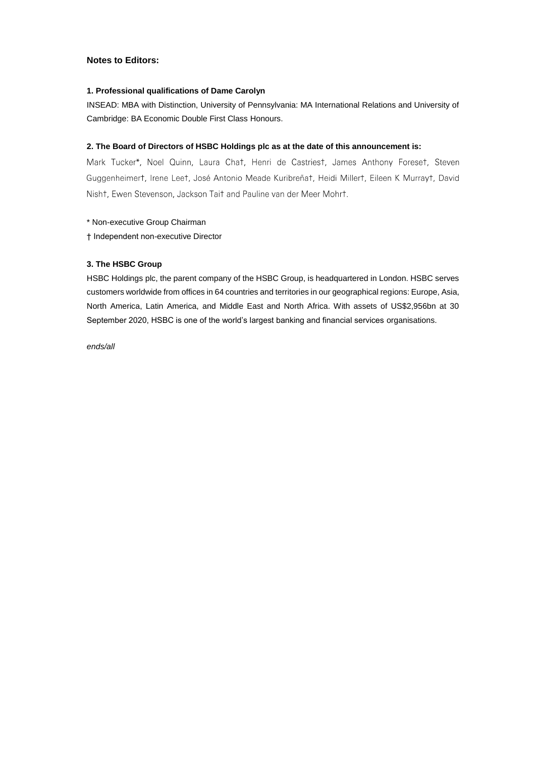**Notes to Editors:**

**1. Professional qualifications of Dame Carolyn**

INSEAD: MBA with Distinction, University of Pennsylvania: MA International Relations and University of Cambridge: BA Economic Double First Class Honours.

**2. The Board of Directors of HSBC Holdings plc as at the date of this announcement is:**

Mark Tucker*, Noel Quinn, Laura Cha†, Henri de Castries†, James Anthony Forese†, Steven Guggenheimer†, Irene Lee†, José Antonio Meade Kuribreña†, Heidi Miller†, Eileen K Murray†, David Nish†, Ewen Stevenson, Jackson Tai† and Pauline van der Meer Mohr†.

\* Non-executive Group Chairman

† Independent non-executive Director

**3. The HSBC Group**

HSBC Holdings plc, the parent company of the HSBC Group, is headquartered in London. HSBC serves customers worldwide from offices in 64 countries and territories in our geographical regions: Europe, Asia, North America, Latin America, and Middle East and North Africa. With assets of US$2,956bn at 30 September 2020, HSBC is one of the world's largest banking and financial services organisations.

*ends/all*